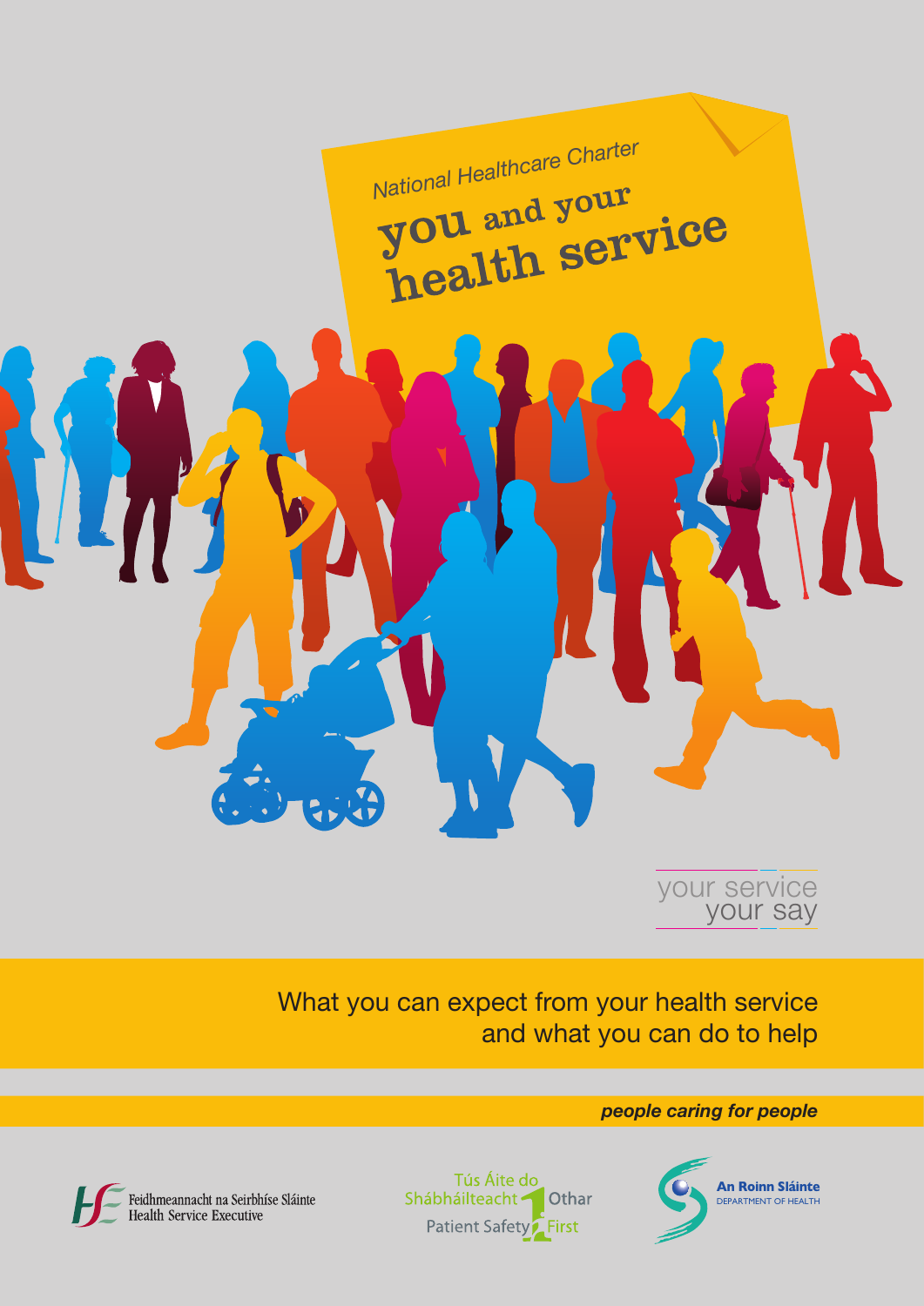National Healthcare Charter

# you and your health service

your service your say

What you can expect from your health service and what you can do to help

***people caring for people***

Feidhmeannacht na Seirbhíse Sláinte
Health Service Executive

Tús Áite do Shábháilteacht Othar
Patient Safety First

An Roinn Sláinte
DEPARTMENT OF HEALTH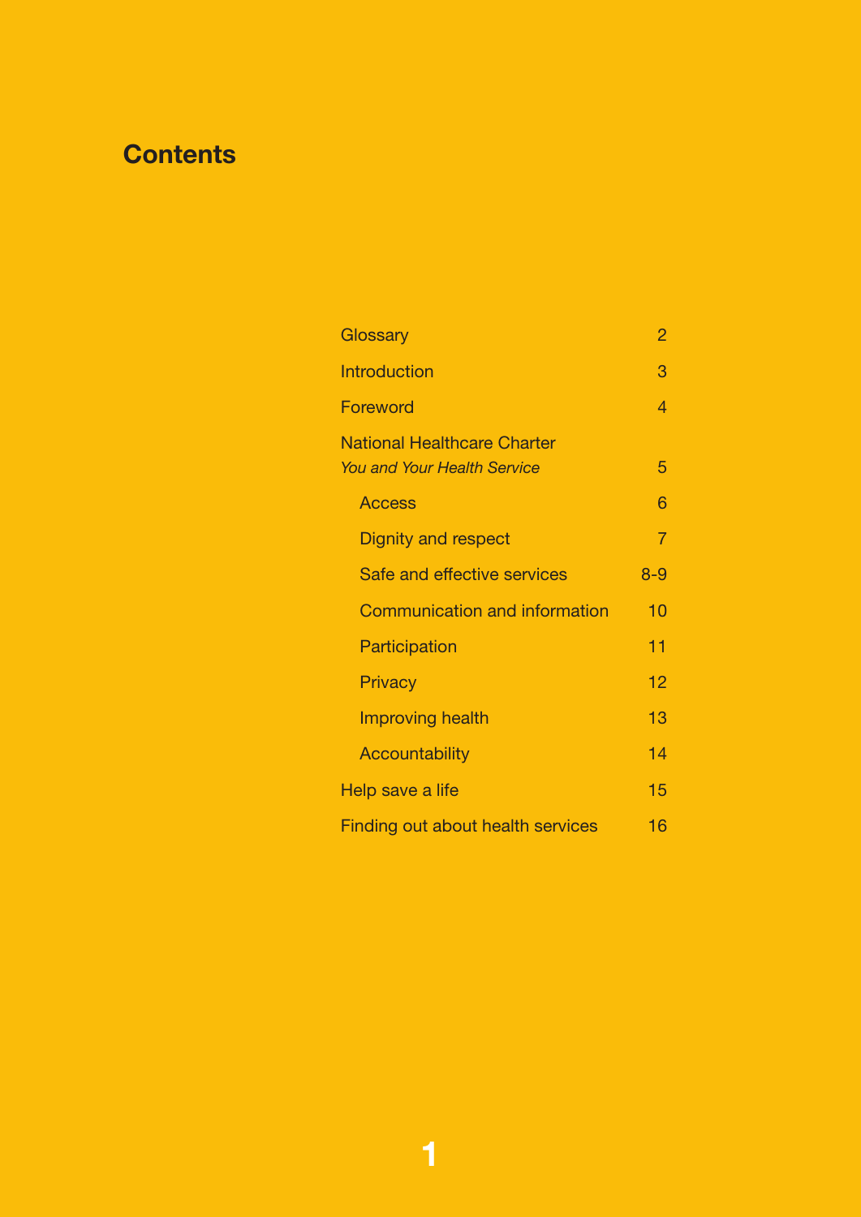# Contents

| | |
|---|---|
| Glossary | 2 |
| Introduction | 3 |
| Foreword | 4 |
| National Healthcare Charter *You and Your Health Service* | 5 |
| Access | 6 |
| Dignity and respect | 7 |
| Safe and effective services | 8-9 |
| Communication and information | 10 |
| Participation | 11 |
| Privacy | 12 |
| Improving health | 13 |
| Accountability | 14 |
| Help save a life | 15 |
| Finding out about health services | 16 |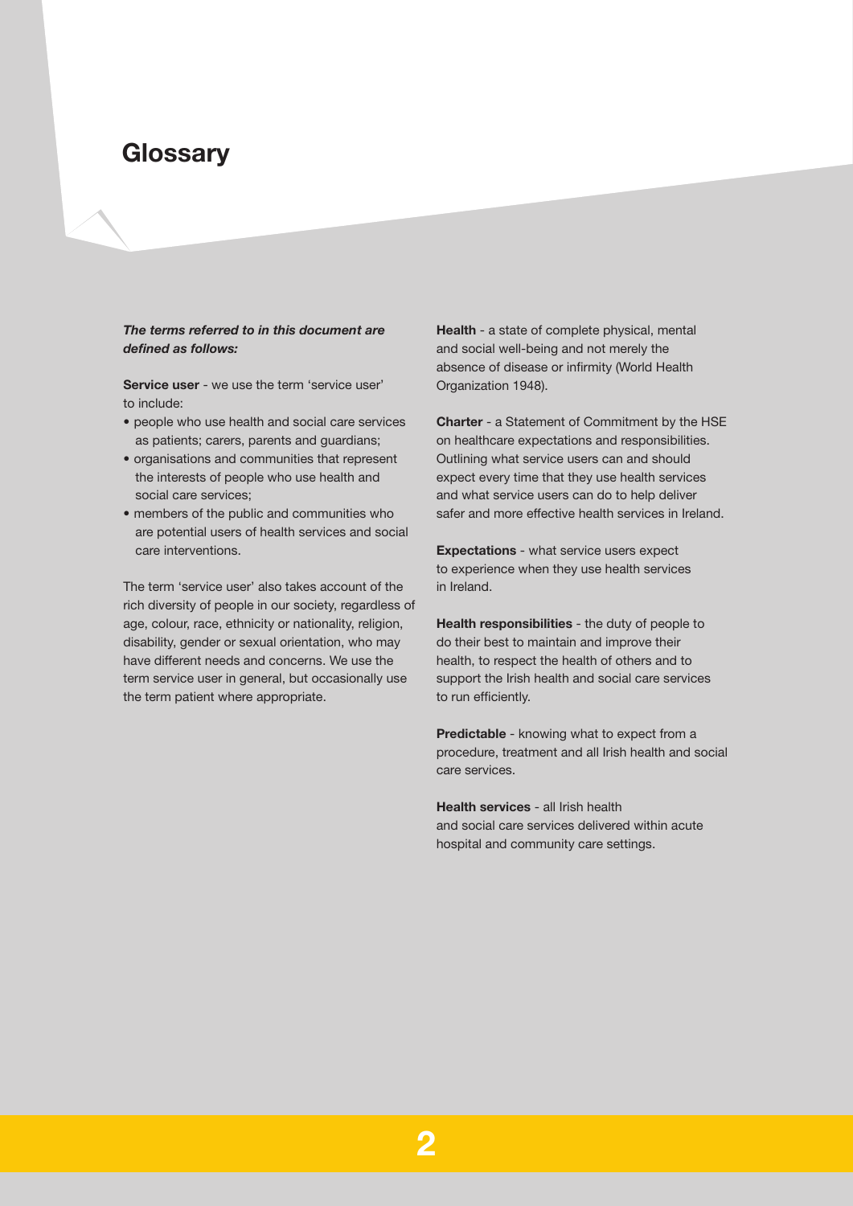# Glossary

***The terms referred to in this document are defined as follows:***

**Service user** - we use the term 'service user' to include:

- people who use health and social care services as patients; carers, parents and guardians;
- organisations and communities that represent the interests of people who use health and social care services;
- members of the public and communities who are potential users of health services and social care interventions.

The term 'service user' also takes account of the rich diversity of people in our society, regardless of age, colour, race, ethnicity or nationality, religion, disability, gender or sexual orientation, who may have different needs and concerns. We use the term service user in general, but occasionally use the term patient where appropriate.

**Health** - a state of complete physical, mental and social well-being and not merely the absence of disease or infirmity (World Health Organization 1948).

**Charter** - a Statement of Commitment by the HSE on healthcare expectations and responsibilities. Outlining what service users can and should expect every time that they use health services and what service users can do to help deliver safer and more effective health services in Ireland.

**Expectations** - what service users expect to experience when they use health services in Ireland.

**Health responsibilities** - the duty of people to do their best to maintain and improve their health, to respect the health of others and to support the Irish health and social care services to run efficiently.

**Predictable** - knowing what to expect from a procedure, treatment and all Irish health and social care services.

**Health services** - all Irish health and social care services delivered within acute hospital and community care settings.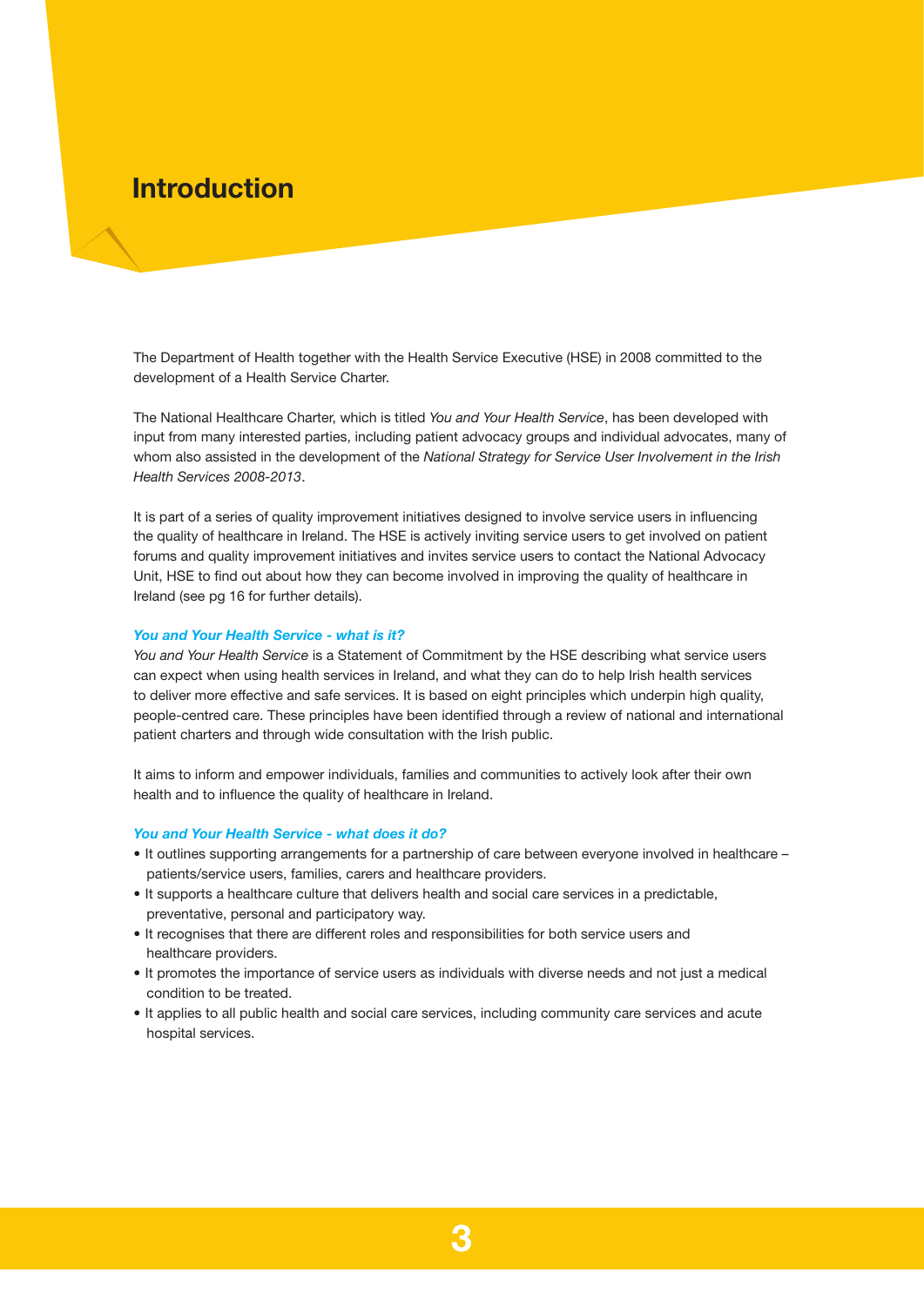# Introduction

The Department of Health together with the Health Service Executive (HSE) in 2008 committed to the development of a Health Service Charter.

The National Healthcare Charter, which is titled *You and Your Health Service*, has been developed with input from many interested parties, including patient advocacy groups and individual advocates, many of whom also assisted in the development of the *National Strategy for Service User Involvement in the Irish Health Services 2008-2013*.

It is part of a series of quality improvement initiatives designed to involve service users in influencing the quality of healthcare in Ireland. The HSE is actively inviting service users to get involved on patient forums and quality improvement initiatives and invites service users to contact the National Advocacy Unit, HSE to find out about how they can become involved in improving the quality of healthcare in Ireland (see pg 16 for further details).

### *You and Your Health Service - what is it?*

*You and Your Health Service* is a Statement of Commitment by the HSE describing what service users can expect when using health services in Ireland, and what they can do to help Irish health services to deliver more effective and safe services. It is based on eight principles which underpin high quality, people-centred care. These principles have been identified through a review of national and international patient charters and through wide consultation with the Irish public.

It aims to inform and empower individuals, families and communities to actively look after their own health and to influence the quality of healthcare in Ireland.

### *You and Your Health Service - what does it do?*

- It outlines supporting arrangements for a partnership of care between everyone involved in healthcare – patients/service users, families, carers and healthcare providers.
- It supports a healthcare culture that delivers health and social care services in a predictable, preventative, personal and participatory way.
- It recognises that there are different roles and responsibilities for both service users and healthcare providers.
- It promotes the importance of service users as individuals with diverse needs and not just a medical condition to be treated.
- It applies to all public health and social care services, including community care services and acute hospital services.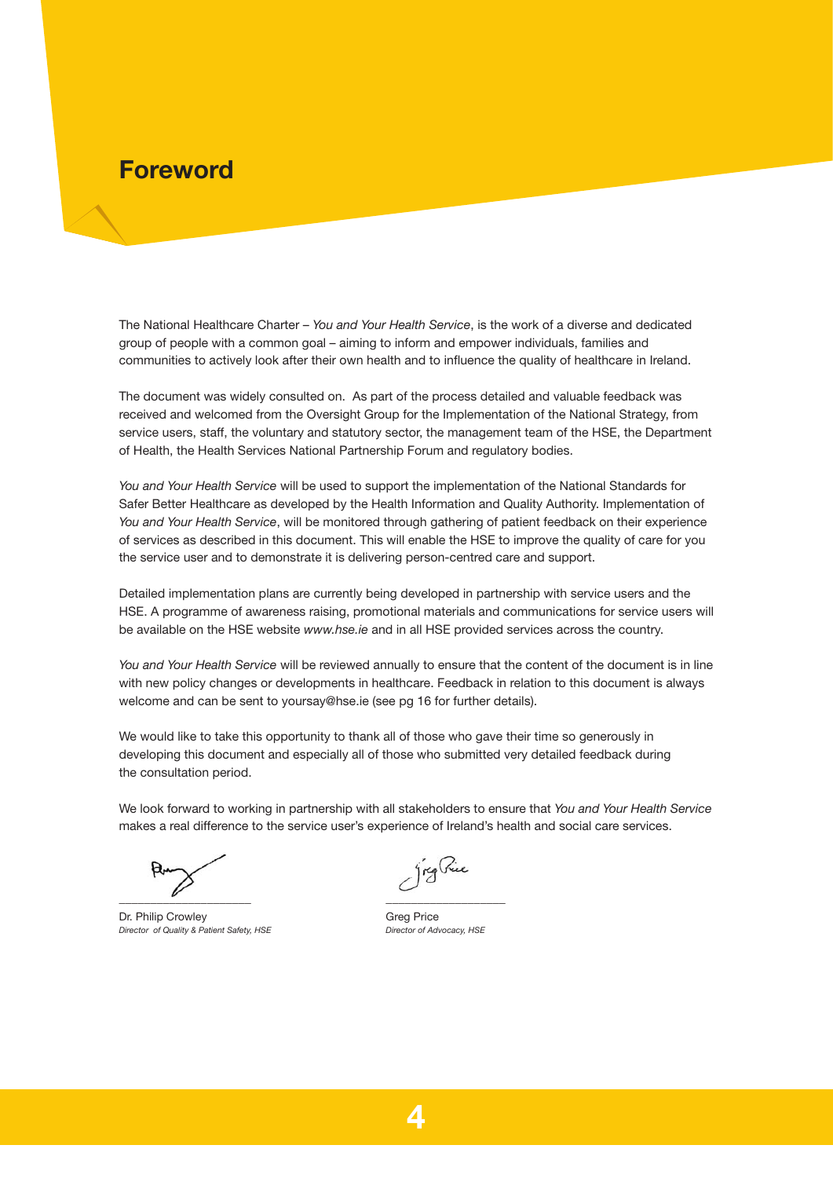# Foreword

The National Healthcare Charter – *You and Your Health Service*, is the work of a diverse and dedicated group of people with a common goal – aiming to inform and empower individuals, families and communities to actively look after their own health and to influence the quality of healthcare in Ireland.

The document was widely consulted on. As part of the process detailed and valuable feedback was received and welcomed from the Oversight Group for the Implementation of the National Strategy, from service users, staff, the voluntary and statutory sector, the management team of the HSE, the Department of Health, the Health Services National Partnership Forum and regulatory bodies.

*You and Your Health Service* will be used to support the implementation of the National Standards for Safer Better Healthcare as developed by the Health Information and Quality Authority. Implementation of *You and Your Health Service*, will be monitored through gathering of patient feedback on their experience of services as described in this document. This will enable the HSE to improve the quality of care for you the service user and to demonstrate it is delivering person-centred care and support.

Detailed implementation plans are currently being developed in partnership with service users and the HSE. A programme of awareness raising, promotional materials and communications for service users will be available on the HSE website *www.hse.ie* and in all HSE provided services across the country.

*You and Your Health Service* will be reviewed annually to ensure that the content of the document is in line with new policy changes or developments in healthcare. Feedback in relation to this document is always welcome and can be sent to yoursay@hse.ie (see pg 16 for further details).

We would like to take this opportunity to thank all of those who gave their time so generously in developing this document and especially all of those who submitted very detailed feedback during the consultation period.

We look forward to working in partnership with all stakeholders to ensure that *You and Your Health Service* makes a real difference to the service user's experience of Ireland's health and social care services.

Dr. Philip Crowley
*Director of Quality & Patient Safety, HSE*

Greg Price
*Director of Advocacy, HSE*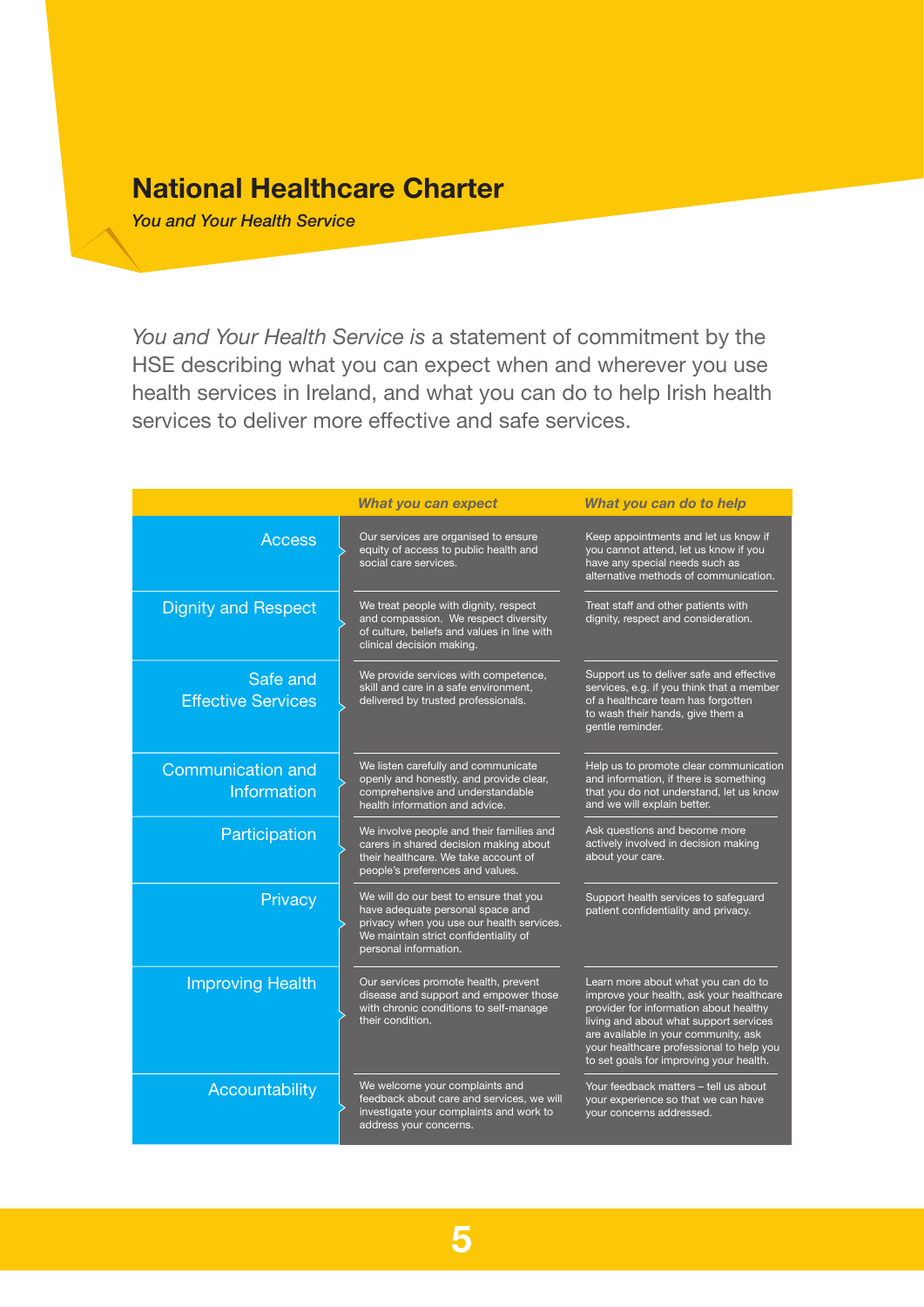# National Healthcare Charter

*You and Your Health Service*

*You and Your Health Service is* a statement of commitment by the HSE describing what you can expect when and wherever you use health services in Ireland, and what you can do to help Irish health services to deliver more effective and safe services.

| | *What you can expect* | *What you can do to help* |
|---|---|---|
| Access | Our services are organised to ensure equity of access to public health and social care services. | Keep appointments and let us know if you cannot attend, let us know if you have any special needs such as alternative methods of communication. |
| Dignity and Respect | We treat people with dignity, respect and compassion. We respect diversity of culture, beliefs and values in line with clinical decision making. | Treat staff and other patients with dignity, respect and consideration. |
| Safe and Effective Services | We provide services with competence, skill and care in a safe environment, delivered by trusted professionals. | Support us to deliver safe and effective services, e.g. if you think that a member of a healthcare team has forgotten to wash their hands, give them a gentle reminder. |
| Communication and Information | We listen carefully and communicate openly and honestly, and provide clear, comprehensive and understandable health information and advice. | Help us to promote clear communication and information, if there is something that you do not understand, let us know and we will explain better. |
| Participation | We involve people and their families and carers in shared decision making about their healthcare. We take account of people's preferences and values. | Ask questions and become more actively involved in decision making about your care. |
| Privacy | We will do our best to ensure that you have adequate personal space and privacy when you use our health services. We maintain strict confidentiality of personal information. | Support health services to safeguard patient confidentiality and privacy. |
| Improving Health | Our services promote health, prevent disease and support and empower those with chronic conditions to self-manage their condition. | Learn more about what you can do to improve your health, ask your healthcare provider for information about healthy living and about what support services are available in your community, ask your healthcare professional to help you to set goals for improving your health. |
| Accountability | We welcome your complaints and feedback about care and services, we will investigate your complaints and work to address your concerns. | Your feedback matters – tell us about your experience so that we can have your concerns addressed. |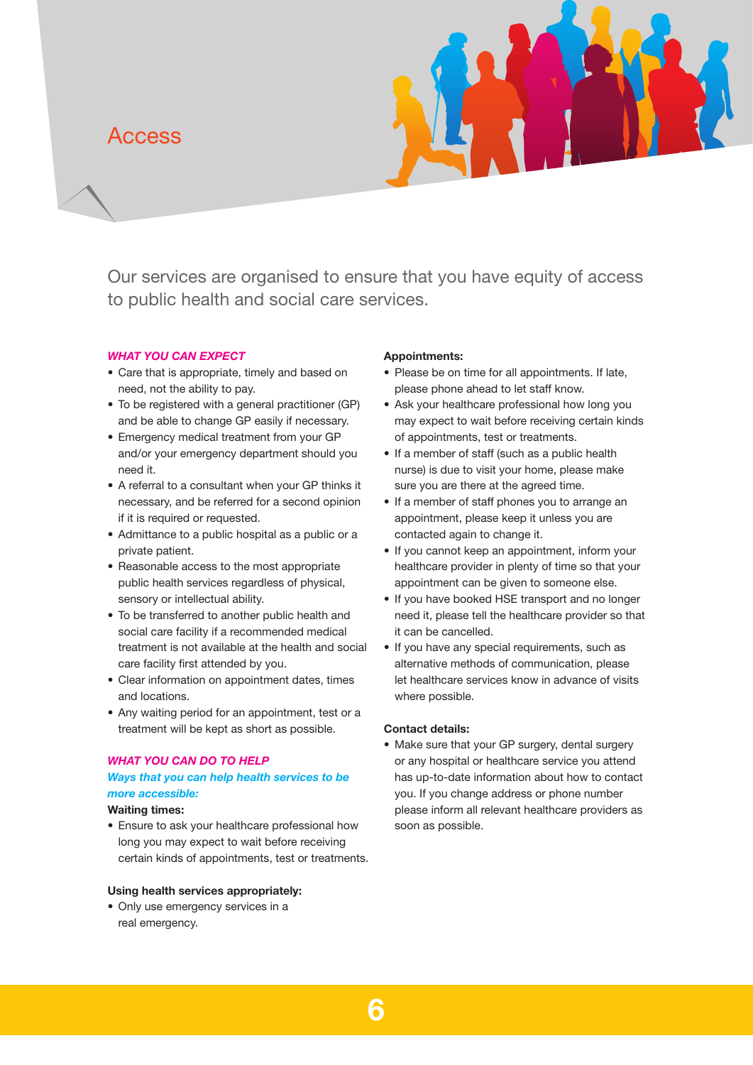# Access

Our services are organised to ensure that you have equity of access to public health and social care services.

## *WHAT YOU CAN EXPECT*

- Care that is appropriate, timely and based on need, not the ability to pay.
- To be registered with a general practitioner (GP) and be able to change GP easily if necessary.
- Emergency medical treatment from your GP and/or your emergency department should you need it.
- A referral to a consultant when your GP thinks it necessary, and be referred for a second opinion if it is required or requested.
- Admittance to a public hospital as a public or a private patient.
- Reasonable access to the most appropriate public health services regardless of physical, sensory or intellectual ability.
- To be transferred to another public health and social care facility if a recommended medical treatment is not available at the health and social care facility first attended by you.
- Clear information on appointment dates, times and locations.
- Any waiting period for an appointment, test or a treatment will be kept as short as possible.

## *WHAT YOU CAN DO TO HELP*

### *Ways that you can help health services to be more accessible:*

**Waiting times:**

- Ensure to ask your healthcare professional how long you may expect to wait before receiving certain kinds of appointments, test or treatments.

**Using health services appropriately:**

- Only use emergency services in a real emergency.

**Appointments:**

- Please be on time for all appointments. If late, please phone ahead to let staff know.
- Ask your healthcare professional how long you may expect to wait before receiving certain kinds of appointments, test or treatments.
- If a member of staff (such as a public health nurse) is due to visit your home, please make sure you are there at the agreed time.
- If a member of staff phones you to arrange an appointment, please keep it unless you are contacted again to change it.
- If you cannot keep an appointment, inform your healthcare provider in plenty of time so that your appointment can be given to someone else.
- If you have booked HSE transport and no longer need it, please tell the healthcare provider so that it can be cancelled.
- If you have any special requirements, such as alternative methods of communication, please let healthcare services know in advance of visits where possible.

**Contact details:**

- Make sure that your GP surgery, dental surgery or any hospital or healthcare service you attend has up-to-date information about how to contact you. If you change address or phone number please inform all relevant healthcare providers as soon as possible.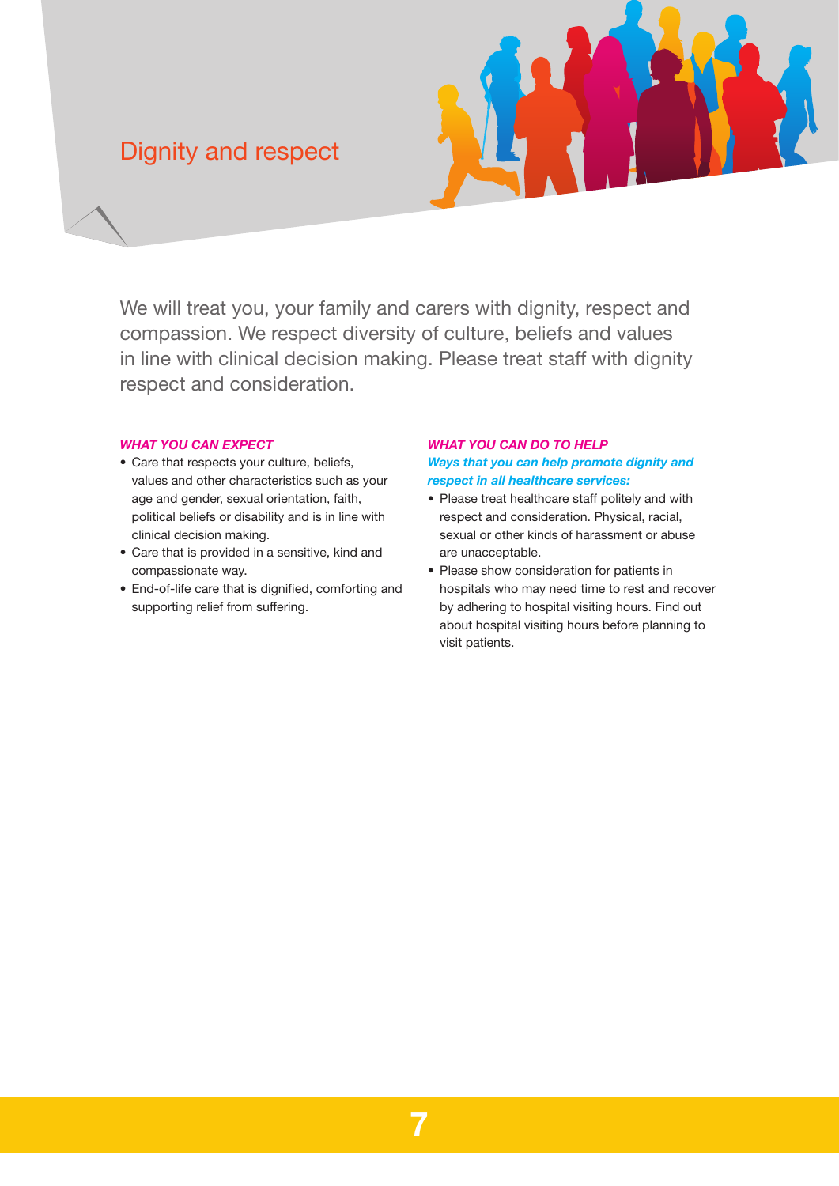# Dignity and respect

We will treat you, your family and carers with dignity, respect and compassion. We respect diversity of culture, beliefs and values in line with clinical decision making. Please treat staff with dignity respect and consideration.

***WHAT YOU CAN EXPECT***

- Care that respects your culture, beliefs, values and other characteristics such as your age and gender, sexual orientation, faith, political beliefs or disability and is in line with clinical decision making.
- Care that is provided in a sensitive, kind and compassionate way.
- End-of-life care that is dignified, comforting and supporting relief from suffering.

***WHAT YOU CAN DO TO HELP***

***Ways that you can help promote dignity and respect in all healthcare services:***

- Please treat healthcare staff politely and with respect and consideration. Physical, racial, sexual or other kinds of harassment or abuse are unacceptable.
- Please show consideration for patients in hospitals who may need time to rest and recover by adhering to hospital visiting hours. Find out about hospital visiting hours before planning to visit patients.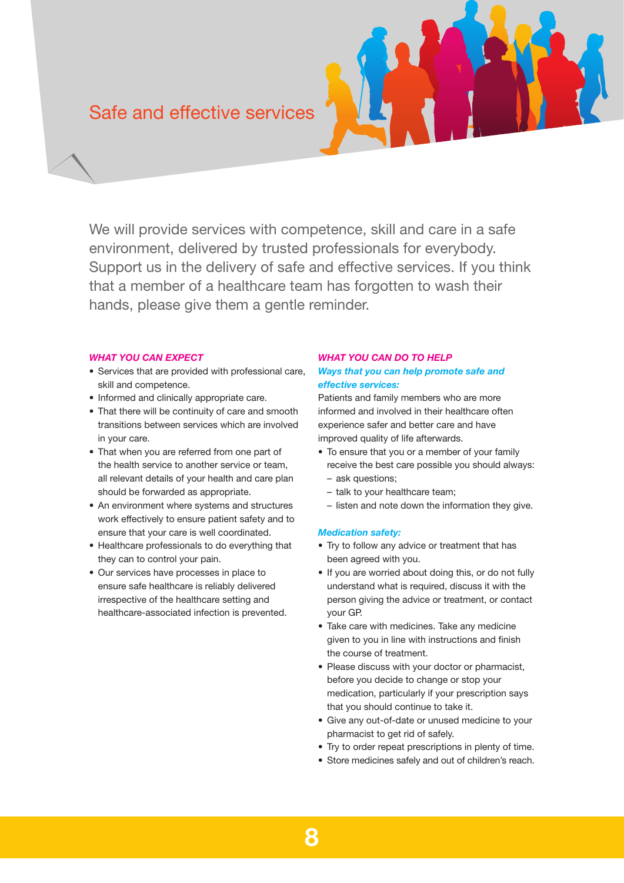# Safe and effective services

We will provide services with competence, skill and care in a safe environment, delivered by trusted professionals for everybody. Support us in the delivery of safe and effective services. If you think that a member of a healthcare team has forgotten to wash their hands, please give them a gentle reminder.

### *WHAT YOU CAN EXPECT*

- Services that are provided with professional care, skill and competence.
- Informed and clinically appropriate care.
- That there will be continuity of care and smooth transitions between services which are involved in your care.
- That when you are referred from one part of the health service to another service or team, all relevant details of your health and care plan should be forwarded as appropriate.
- An environment where systems and structures work effectively to ensure patient safety and to ensure that your care is well coordinated.
- Healthcare professionals to do everything that they can to control your pain.
- Our services have processes in place to ensure safe healthcare is reliably delivered irrespective of the healthcare setting and healthcare-associated infection is prevented.

### *WHAT YOU CAN DO TO HELP*

#### *Ways that you can help promote safe and effective services:*

Patients and family members who are more informed and involved in their healthcare often experience safer and better care and have improved quality of life afterwards.

- To ensure that you or a member of your family receive the best care possible you should always:
  - ask questions;
  - talk to your healthcare team;
  - listen and note down the information they give.

#### *Medication safety:*

- Try to follow any advice or treatment that has been agreed with you.
- If you are worried about doing this, or do not fully understand what is required, discuss it with the person giving the advice or treatment, or contact your GP.
- Take care with medicines. Take any medicine given to you in line with instructions and finish the course of treatment.
- Please discuss with your doctor or pharmacist, before you decide to change or stop your medication, particularly if your prescription says that you should continue to take it.
- Give any out-of-date or unused medicine to your pharmacist to get rid of safely.
- Try to order repeat prescriptions in plenty of time.
- Store medicines safely and out of children's reach.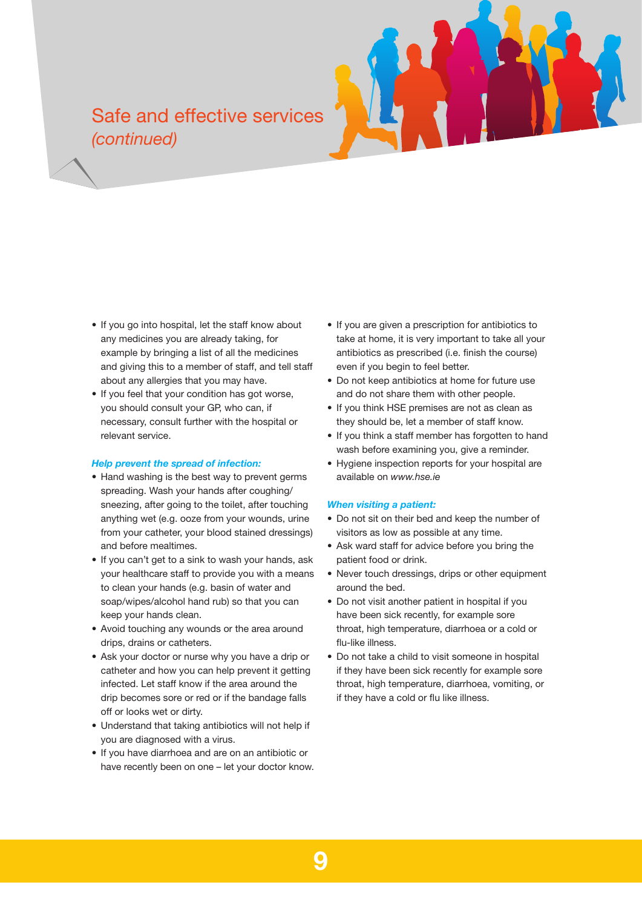# Safe and effective services *(continued)*

- If you go into hospital, let the staff know about any medicines you are already taking, for example by bringing a list of all the medicines and giving this to a member of staff, and tell staff about any allergies that you may have.
- If you feel that your condition has got worse, you should consult your GP, who can, if necessary, consult further with the hospital or relevant service.

***Help prevent the spread of infection:***

- Hand washing is the best way to prevent germs spreading. Wash your hands after coughing/sneezing, after going to the toilet, after touching anything wet (e.g. ooze from your wounds, urine from your catheter, your blood stained dressings) and before mealtimes.
- If you can't get to a sink to wash your hands, ask your healthcare staff to provide you with a means to clean your hands (e.g. basin of water and soap/wipes/alcohol hand rub) so that you can keep your hands clean.
- Avoid touching any wounds or the area around drips, drains or catheters.
- Ask your doctor or nurse why you have a drip or catheter and how you can help prevent it getting infected. Let staff know if the area around the drip becomes sore or red or if the bandage falls off or looks wet or dirty.
- Understand that taking antibiotics will not help if you are diagnosed with a virus.
- If you have diarrhoea and are on an antibiotic or have recently been on one – let your doctor know.
- If you are given a prescription for antibiotics to take at home, it is very important to take all your antibiotics as prescribed (i.e. finish the course) even if you begin to feel better.
- Do not keep antibiotics at home for future use and do not share them with other people.
- If you think HSE premises are not as clean as they should be, let a member of staff know.
- If you think a staff member has forgotten to hand wash before examining you, give a reminder.
- Hygiene inspection reports for your hospital are available on *www.hse.ie*

***When visiting a patient:***

- Do not sit on their bed and keep the number of visitors as low as possible at any time.
- Ask ward staff for advice before you bring the patient food or drink.
- Never touch dressings, drips or other equipment around the bed.
- Do not visit another patient in hospital if you have been sick recently, for example sore throat, high temperature, diarrhoea or a cold or flu-like illness.
- Do not take a child to visit someone in hospital if they have been sick recently for example sore throat, high temperature, diarrhoea, vomiting, or if they have a cold or flu like illness.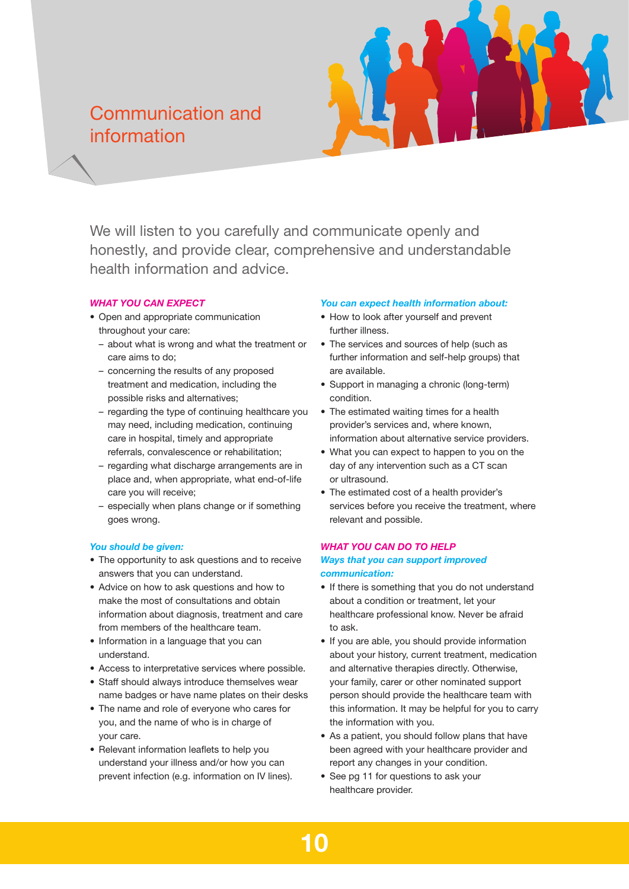# Communication and information

We will listen to you carefully and communicate openly and honestly, and provide clear, comprehensive and understandable health information and advice.

### *WHAT YOU CAN EXPECT*

- Open and appropriate communication throughout your care:
  - about what is wrong and what the treatment or care aims to do;
  - concerning the results of any proposed treatment and medication, including the possible risks and alternatives;
  - regarding the type of continuing healthcare you may need, including medication, continuing care in hospital, timely and appropriate referrals, convalescence or rehabilitation;
  - regarding what discharge arrangements are in place and, when appropriate, what end-of-life care you will receive;
  - especially when plans change or if something goes wrong.

#### *You should be given:*

- The opportunity to ask questions and to receive answers that you can understand.
- Advice on how to ask questions and how to make the most of consultations and obtain information about diagnosis, treatment and care from members of the healthcare team.
- Information in a language that you can understand.
- Access to interpretative services where possible.
- Staff should always introduce themselves wear name badges or have name plates on their desks
- The name and role of everyone who cares for you, and the name of who is in charge of your care.
- Relevant information leaflets to help you understand your illness and/or how you can prevent infection (e.g. information on IV lines).

#### *You can expect health information about:*

- How to look after yourself and prevent further illness.
- The services and sources of help (such as further information and self-help groups) that are available.
- Support in managing a chronic (long-term) condition.
- The estimated waiting times for a health provider's services and, where known, information about alternative service providers.
- What you can expect to happen to you on the day of any intervention such as a CT scan or ultrasound.
- The estimated cost of a health provider's services before you receive the treatment, where relevant and possible.

### *WHAT YOU CAN DO TO HELP*

#### *Ways that you can support improved communication:*

- If there is something that you do not understand about a condition or treatment, let your healthcare professional know. Never be afraid to ask.
- If you are able, you should provide information about your history, current treatment, medication and alternative therapies directly. Otherwise, your family, carer or other nominated support person should provide the healthcare team with this information. It may be helpful for you to carry the information with you.
- As a patient, you should follow plans that have been agreed with your healthcare provider and report any changes in your condition.
- See pg 11 for questions to ask your healthcare provider.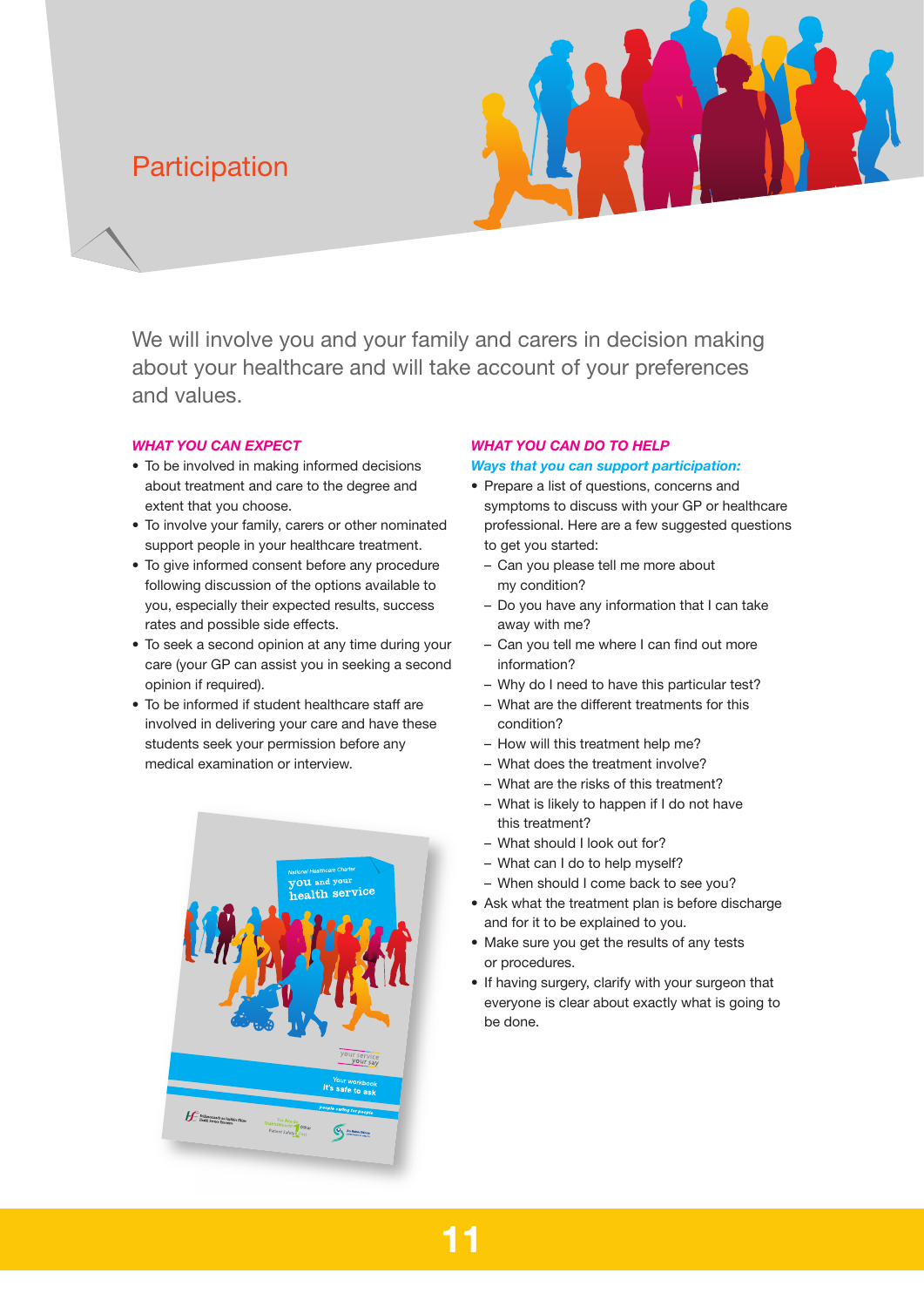# Participation

We will involve you and your family and carers in decision making about your healthcare and will take account of your preferences and values.

### *WHAT YOU CAN EXPECT*

- To be involved in making informed decisions about treatment and care to the degree and extent that you choose.
- To involve your family, carers or other nominated support people in your healthcare treatment.
- To give informed consent before any procedure following discussion of the options available to you, especially their expected results, success rates and possible side effects.
- To seek a second opinion at any time during your care (your GP can assist you in seeking a second opinion if required).
- To be informed if student healthcare staff are involved in delivering your care and have these students seek your permission before any medical examination or interview.

### *WHAT YOU CAN DO TO HELP*

***Ways that you can support participation:***

- Prepare a list of questions, concerns and symptoms to discuss with your GP or healthcare professional. Here are a few suggested questions to get you started:
  - Can you please tell me more about my condition?
  - Do you have any information that I can take away with me?
  - Can you tell me where I can find out more information?
  - Why do I need to have this particular test?
  - What are the different treatments for this condition?
  - How will this treatment help me?
  - What does the treatment involve?
  - What are the risks of this treatment?
  - What is likely to happen if I do not have this treatment?
  - What should I look out for?
  - What can I do to help myself?
  - When should I come back to see you?
- Ask what the treatment plan is before discharge and for it to be explained to you.
- Make sure you get the results of any tests or procedures.
- If having surgery, clarify with your surgeon that everyone is clear about exactly what is going to be done.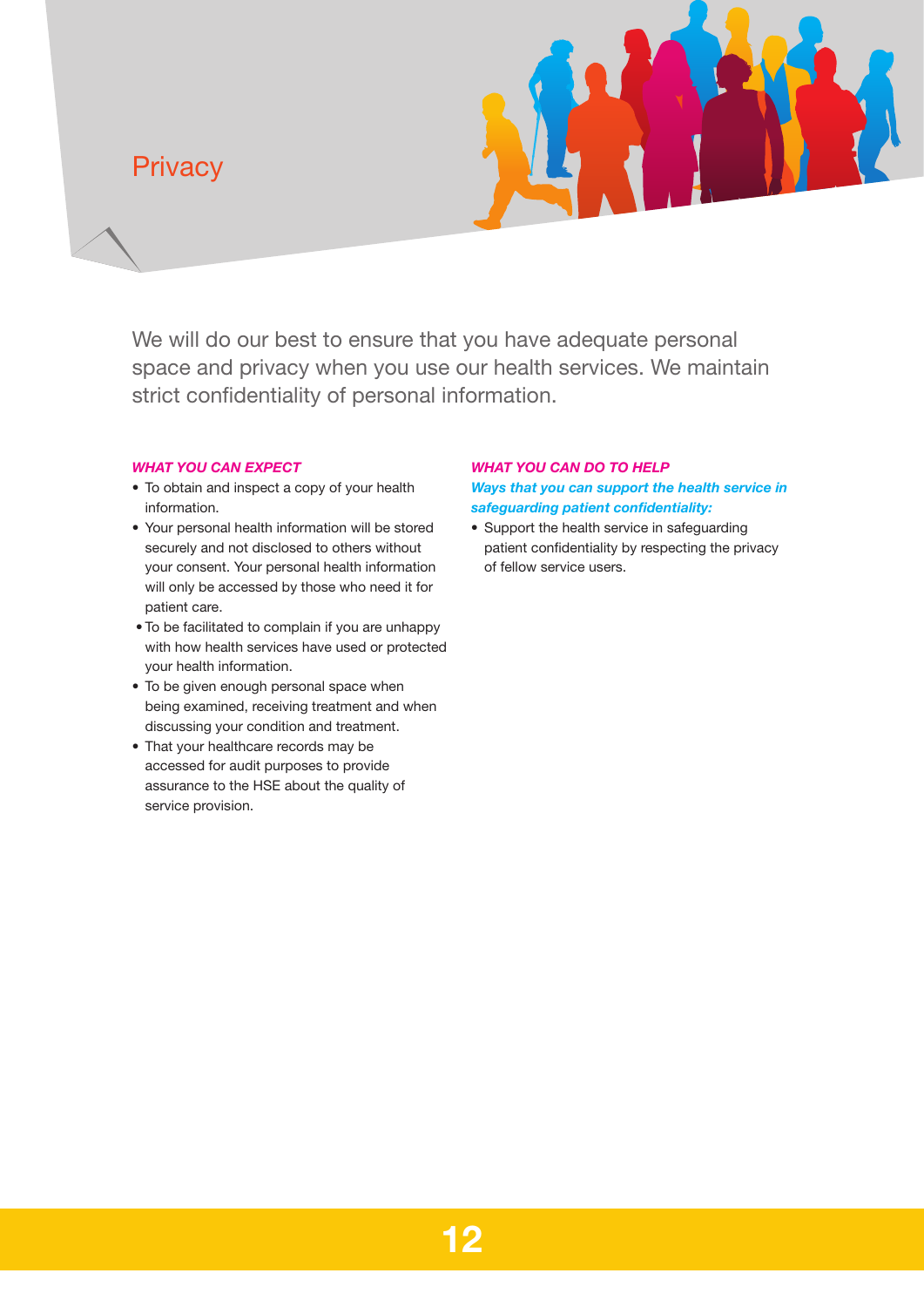# Privacy

We will do our best to ensure that you have adequate personal space and privacy when you use our health services. We maintain strict confidentiality of personal information.

### *WHAT YOU CAN EXPECT*

- To obtain and inspect a copy of your health information.
- Your personal health information will be stored securely and not disclosed to others without your consent. Your personal health information will only be accessed by those who need it for patient care.
- To be facilitated to complain if you are unhappy with how health services have used or protected your health information.
- To be given enough personal space when being examined, receiving treatment and when discussing your condition and treatment.
- That your healthcare records may be accessed for audit purposes to provide assurance to the HSE about the quality of service provision.

### *WHAT YOU CAN DO TO HELP*

***Ways that you can support the health service in safeguarding patient confidentiality:***

- Support the health service in safeguarding patient confidentiality by respecting the privacy of fellow service users.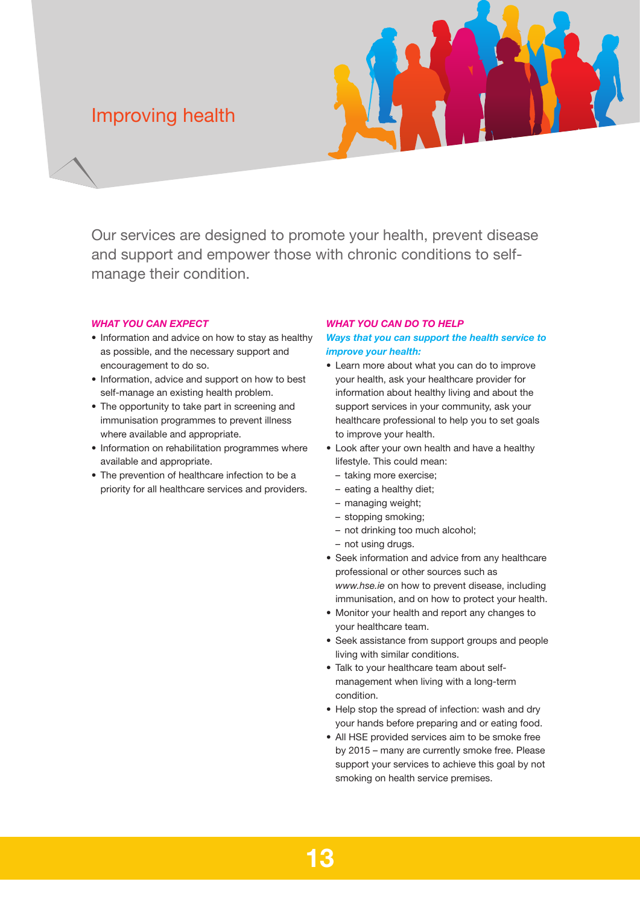# Improving health

Our services are designed to promote your health, prevent disease and support and empower those with chronic conditions to self-manage their condition.

### *WHAT YOU CAN EXPECT*

- Information and advice on how to stay as healthy as possible, and the necessary support and encouragement to do so.
- Information, advice and support on how to best self-manage an existing health problem.
- The opportunity to take part in screening and immunisation programmes to prevent illness where available and appropriate.
- Information on rehabilitation programmes where available and appropriate.
- The prevention of healthcare infection to be a priority for all healthcare services and providers.

### *WHAT YOU CAN DO TO HELP*

***Ways that you can support the health service to improve your health:***

- Learn more about what you can do to improve your health, ask your healthcare provider for information about healthy living and about the support services in your community, ask your healthcare professional to help you to set goals to improve your health.
- Look after your own health and have a healthy lifestyle. This could mean:
  - taking more exercise;
  - eating a healthy diet;
  - managing weight;
  - stopping smoking;
  - not drinking too much alcohol;
  - not using drugs.
- Seek information and advice from any healthcare professional or other sources such as *www.hse.ie* on how to prevent disease, including immunisation, and on how to protect your health.
- Monitor your health and report any changes to your healthcare team.
- Seek assistance from support groups and people living with similar conditions.
- Talk to your healthcare team about self-management when living with a long-term condition.
- Help stop the spread of infection: wash and dry your hands before preparing and or eating food.
- All HSE provided services aim to be smoke free by 2015 – many are currently smoke free. Please support your services to achieve this goal by not smoking on health service premises.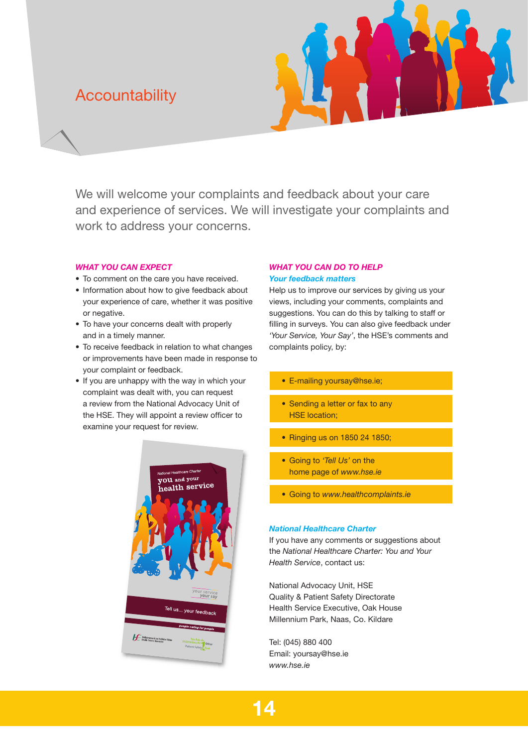# Accountability

We will welcome your complaints and feedback about your care and experience of services. We will investigate your complaints and work to address your concerns.

### *WHAT YOU CAN EXPECT*

- To comment on the care you have received.
- Information about how to give feedback about your experience of care, whether it was positive or negative.
- To have your concerns dealt with properly and in a timely manner.
- To receive feedback in relation to what changes or improvements have been made in response to your complaint or feedback.
- If you are unhappy with the way in which your complaint was dealt with, you can request a review from the National Advocacy Unit of the HSE. They will appoint a review officer to examine your request for review.

### *WHAT YOU CAN DO TO HELP*

#### *Your feedback matters*

Help us to improve our services by giving us your views, including your comments, complaints and suggestions. You can do this by talking to staff or filling in surveys. You can also give feedback under *'Your Service, Your Say'*, the HSE's comments and complaints policy, by:

- E-mailing yoursay@hse.ie;
- Sending a letter or fax to any HSE location;
- Ringing us on 1850 24 1850;
- Going to *'Tell Us'* on the home page of *www.hse.ie*
- Going to *www.healthcomplaints.ie*

#### *National Healthcare Charter*

If you have any comments or suggestions about the *National Healthcare Charter: You and Your Health Service*, contact us:

National Advocacy Unit, HSE
Quality & Patient Safety Directorate
Health Service Executive, Oak House
Millennium Park, Naas, Co. Kildare

Tel: (045) 880 400
Email: yoursay@hse.ie
*www.hse.ie*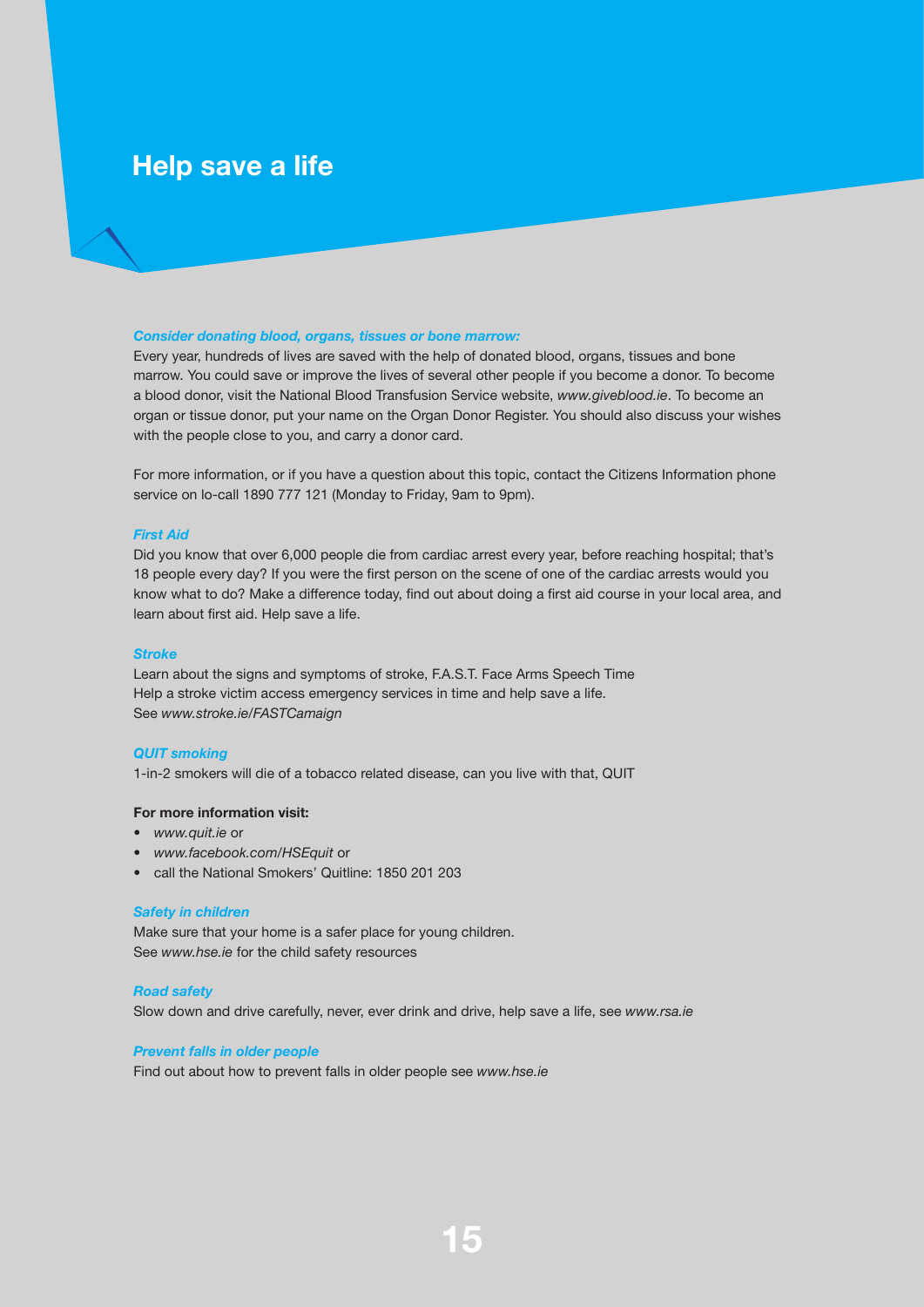# Help save a life

***Consider donating blood, organs, tissues or bone marrow:***

Every year, hundreds of lives are saved with the help of donated blood, organs, tissues and bone marrow. You could save or improve the lives of several other people if you become a donor. To become a blood donor, visit the National Blood Transfusion Service website, *www.giveblood.ie*. To become an organ or tissue donor, put your name on the Organ Donor Register. You should also discuss your wishes with the people close to you, and carry a donor card.

For more information, or if you have a question about this topic, contact the Citizens Information phone service on lo-call 1890 777 121 (Monday to Friday, 9am to 9pm).

***First Aid***

Did you know that over 6,000 people die from cardiac arrest every year, before reaching hospital; that's 18 people every day? If you were the first person on the scene of one of the cardiac arrests would you know what to do? Make a difference today, find out about doing a first aid course in your local area, and learn about first aid. Help save a life.

***Stroke***

Learn about the signs and symptoms of stroke, F.A.S.T. Face Arms Speech Time
Help a stroke victim access emergency services in time and help save a life.
See *www.stroke.ie/FASTCamaign*

***QUIT smoking***

1-in-2 smokers will die of a tobacco related disease, can you live with that, QUIT

**For more information visit:**

- *www.quit.ie* or
- *www.facebook.com/HSEquit* or
- call the National Smokers' Quitline: 1850 201 203

***Safety in children***

Make sure that your home is a safer place for young children.
See *www.hse.ie* for the child safety resources

***Road safety***

Slow down and drive carefully, never, ever drink and drive, help save a life, see *www.rsa.ie*

***Prevent falls in older people***

Find out about how to prevent falls in older people see *www.hse.ie*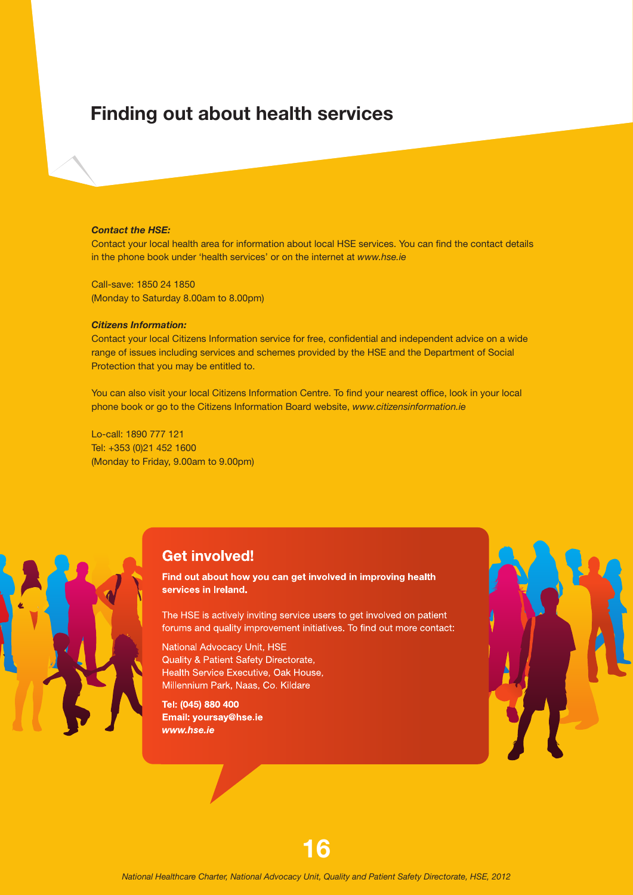# Finding out about health services

***Contact the HSE:***

Contact your local health area for information about local HSE services. You can find the contact details in the phone book under 'health services' or on the internet at *www.hse.ie*

Call-save: 1850 24 1850
(Monday to Saturday 8.00am to 8.00pm)

***Citizens Information:***

Contact your local Citizens Information service for free, confidential and independent advice on a wide range of issues including services and schemes provided by the HSE and the Department of Social Protection that you may be entitled to.

You can also visit your local Citizens Information Centre. To find your nearest office, look in your local phone book or go to the Citizens Information Board website, *www.citizensinformation.ie*

Lo-call: 1890 777 121
Tel: +353 (0)21 452 1600
(Monday to Friday, 9.00am to 9.00pm)

## Get involved!

**Find out about how you can get involved in improving health services in Ireland.**

The HSE is actively inviting service users to get involved on patient forums and quality improvement initiatives. To find out more contact:

National Advocacy Unit, HSE
Quality & Patient Safety Directorate,
Health Service Executive, Oak House,
Millennium Park, Naas, Co. Kildare

**Tel: (045) 880 400**
**Email: yoursay@hse.ie**
***www.hse.ie***

*National Healthcare Charter, National Advocacy Unit, Quality and Patient Safety Directorate, HSE, 2012*